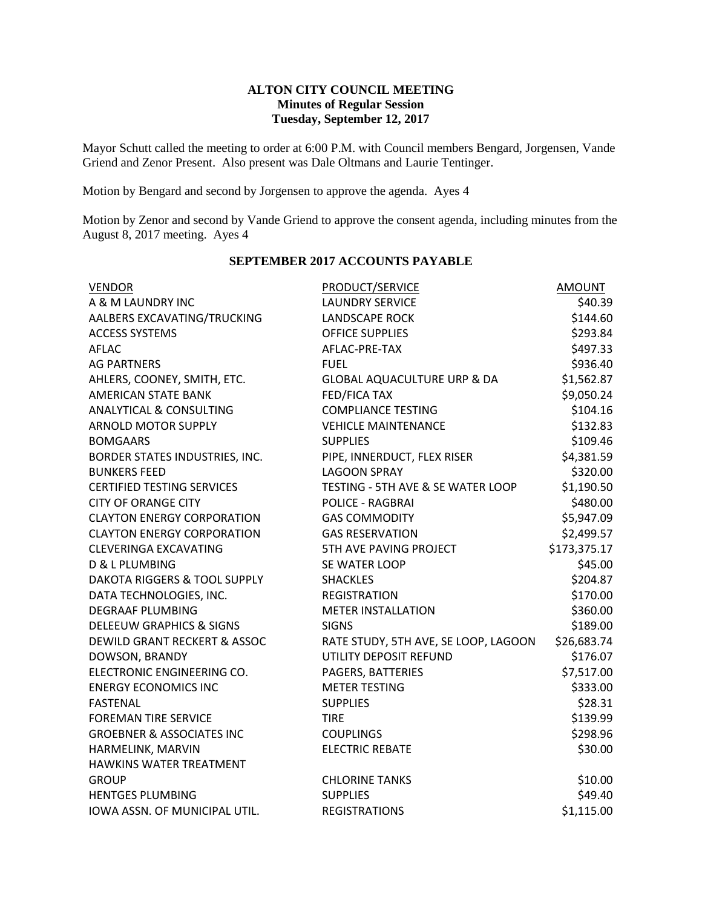**ALTON CITY COUNCIL MEETING**
**Minutes of Regular Session**
**Tuesday, September 12, 2017**

Mayor Schutt called the meeting to order at 6:00 P.M. with Council members Bengard, Jorgensen, Vande Griend and Zenor Present. Also present was Dale Oltmans and Laurie Tentinger.

Motion by Bengard and second by Jorgensen to approve the agenda. Ayes 4

Motion by Zenor and second by Vande Griend to approve the consent agenda, including minutes from the August 8, 2017 meeting. Ayes 4

**SEPTEMBER 2017 ACCOUNTS PAYABLE**

| VENDOR | PRODUCT/SERVICE | AMOUNT |
|---|---|---|
| A & M LAUNDRY INC | LAUNDRY SERVICE | $40.39 |
| AALBERS EXCAVATING/TRUCKING | LANDSCAPE ROCK | $144.60 |
| ACCESS SYSTEMS | OFFICE SUPPLIES | $293.84 |
| AFLAC | AFLAC-PRE-TAX | $497.33 |
| AG PARTNERS | FUEL | $936.40 |
| AHLERS, COONEY, SMITH, ETC. | GLOBAL AQUACULTURE URP & DA | $1,562.87 |
| AMERICAN STATE BANK | FED/FICA TAX | $9,050.24 |
| ANALYTICAL & CONSULTING | COMPLIANCE TESTING | $104.16 |
| ARNOLD MOTOR SUPPLY | VEHICLE MAINTENANCE | $132.83 |
| BOMGAARS | SUPPLIES | $109.46 |
| BORDER STATES INDUSTRIES, INC. | PIPE, INNERDUCT, FLEX RISER | $4,381.59 |
| BUNKERS FEED | LAGOON SPRAY | $320.00 |
| CERTIFIED TESTING SERVICES | TESTING - 5TH AVE & SE WATER LOOP | $1,190.50 |
| CITY OF ORANGE CITY | POLICE - RAGBRAI | $480.00 |
| CLAYTON ENERGY CORPORATION | GAS COMMODITY | $5,947.09 |
| CLAYTON ENERGY CORPORATION | GAS RESERVATION | $2,499.57 |
| CLEVERINGA EXCAVATING | 5TH AVE PAVING PROJECT | $173,375.17 |
| D & L PLUMBING | SE WATER LOOP | $45.00 |
| DAKOTA RIGGERS & TOOL SUPPLY | SHACKLES | $204.87 |
| DATA TECHNOLOGIES, INC. | REGISTRATION | $170.00 |
| DEGRAAF PLUMBING | METER INSTALLATION | $360.00 |
| DELEEUW GRAPHICS & SIGNS | SIGNS | $189.00 |
| DEWILD GRANT RECKERT & ASSOC | RATE STUDY, 5TH AVE, SE LOOP, LAGOON | $26,683.74 |
| DOWSON, BRANDY | UTILITY DEPOSIT REFUND | $176.07 |
| ELECTRONIC ENGINEERING CO. | PAGERS, BATTERIES | $7,517.00 |
| ENERGY ECONOMICS INC | METER TESTING | $333.00 |
| FASTENAL | SUPPLIES | $28.31 |
| FOREMAN TIRE SERVICE | TIRE | $139.99 |
| GROEBNER & ASSOCIATES INC | COUPLINGS | $298.96 |
| HARMELINK, MARVIN | ELECTRIC REBATE | $30.00 |
| HAWKINS WATER TREATMENT GROUP | CHLORINE TANKS | $10.00 |
| HENTGES PLUMBING | SUPPLIES | $49.40 |
| IOWA ASSN. OF MUNICIPAL UTIL. | REGISTRATIONS | $1,115.00 |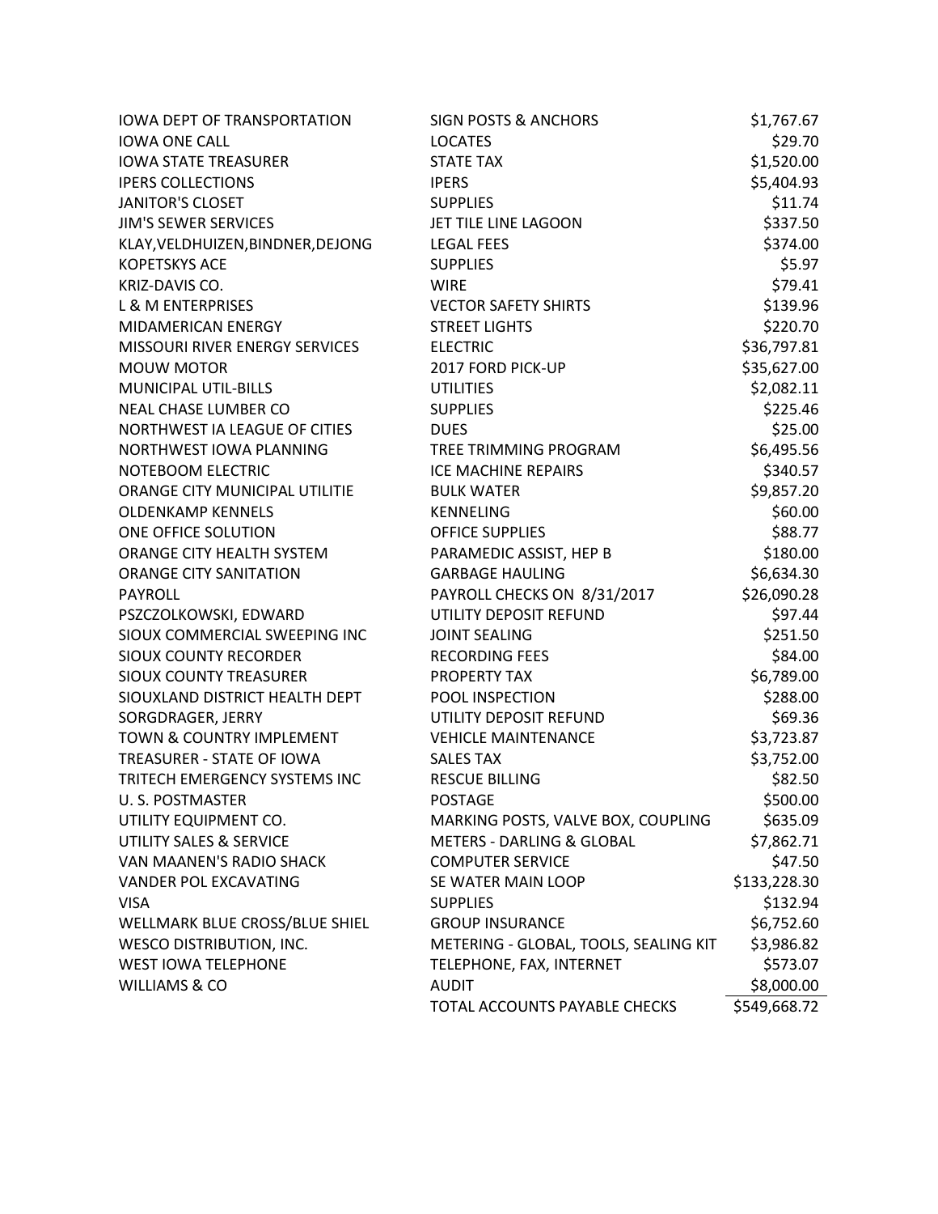| | | |
|---|---|---|
| IOWA DEPT OF TRANSPORTATION | SIGN POSTS & ANCHORS | $1,767.67 |
| IOWA ONE CALL | LOCATES | $29.70 |
| IOWA STATE TREASURER | STATE TAX | $1,520.00 |
| IPERS COLLECTIONS | IPERS | $5,404.93 |
| JANITOR'S CLOSET | SUPPLIES | $11.74 |
| JIM'S SEWER SERVICES | JET TILE LINE LAGOON | $337.50 |
| KLAY,VELDHUIZEN,BINDNER,DEJONG | LEGAL FEES | $374.00 |
| KOPETSKYS ACE | SUPPLIES | $5.97 |
| KRIZ-DAVIS CO. | WIRE | $79.41 |
| L & M ENTERPRISES | VECTOR SAFETY SHIRTS | $139.96 |
| MIDAMERICAN ENERGY | STREET LIGHTS | $220.70 |
| MISSOURI RIVER ENERGY SERVICES | ELECTRIC | $36,797.81 |
| MOUW MOTOR | 2017 FORD PICK-UP | $35,627.00 |
| MUNICIPAL UTIL-BILLS | UTILITIES | $2,082.11 |
| NEAL CHASE LUMBER CO | SUPPLIES | $225.46 |
| NORTHWEST IA LEAGUE OF CITIES | DUES | $25.00 |
| NORTHWEST IOWA PLANNING | TREE TRIMMING PROGRAM | $6,495.56 |
| NOTEBOOM ELECTRIC | ICE MACHINE REPAIRS | $340.57 |
| ORANGE CITY MUNICIPAL UTILITIE | BULK WATER | $9,857.20 |
| OLDENKAMP KENNELS | KENNELING | $60.00 |
| ONE OFFICE SOLUTION | OFFICE SUPPLIES | $88.77 |
| ORANGE CITY HEALTH SYSTEM | PARAMEDIC ASSIST, HEP B | $180.00 |
| ORANGE CITY SANITATION | GARBAGE HAULING | $6,634.30 |
| PAYROLL | PAYROLL CHECKS ON 8/31/2017 | $26,090.28 |
| PSZCZOLKOWSKI, EDWARD | UTILITY DEPOSIT REFUND | $97.44 |
| SIOUX COMMERCIAL SWEEPING INC | JOINT SEALING | $251.50 |
| SIOUX COUNTY RECORDER | RECORDING FEES | $84.00 |
| SIOUX COUNTY TREASURER | PROPERTY TAX | $6,789.00 |
| SIOUXLAND DISTRICT HEALTH DEPT | POOL INSPECTION | $288.00 |
| SORGDRAGER, JERRY | UTILITY DEPOSIT REFUND | $69.36 |
| TOWN & COUNTRY IMPLEMENT | VEHICLE MAINTENANCE | $3,723.87 |
| TREASURER - STATE OF IOWA | SALES TAX | $3,752.00 |
| TRITECH EMERGENCY SYSTEMS INC | RESCUE BILLING | $82.50 |
| U. S. POSTMASTER | POSTAGE | $500.00 |
| UTILITY EQUIPMENT CO. | MARKING POSTS, VALVE BOX, COUPLING | $635.09 |
| UTILITY SALES & SERVICE | METERS - DARLING & GLOBAL | $7,862.71 |
| VAN MAANEN'S RADIO SHACK | COMPUTER SERVICE | $47.50 |
| VANDER POL EXCAVATING | SE WATER MAIN LOOP | $133,228.30 |
| VISA | SUPPLIES | $132.94 |
| WELLMARK BLUE CROSS/BLUE SHIEL | GROUP INSURANCE | $6,752.60 |
| WESCO DISTRIBUTION, INC. | METERING - GLOBAL, TOOLS, SEALING KIT | $3,986.82 |
| WEST IOWA TELEPHONE | TELEPHONE, FAX, INTERNET | $573.07 |
| WILLIAMS & CO | AUDIT | $8,000.00 |
| | TOTAL ACCOUNTS PAYABLE CHECKS | $549,668.72 |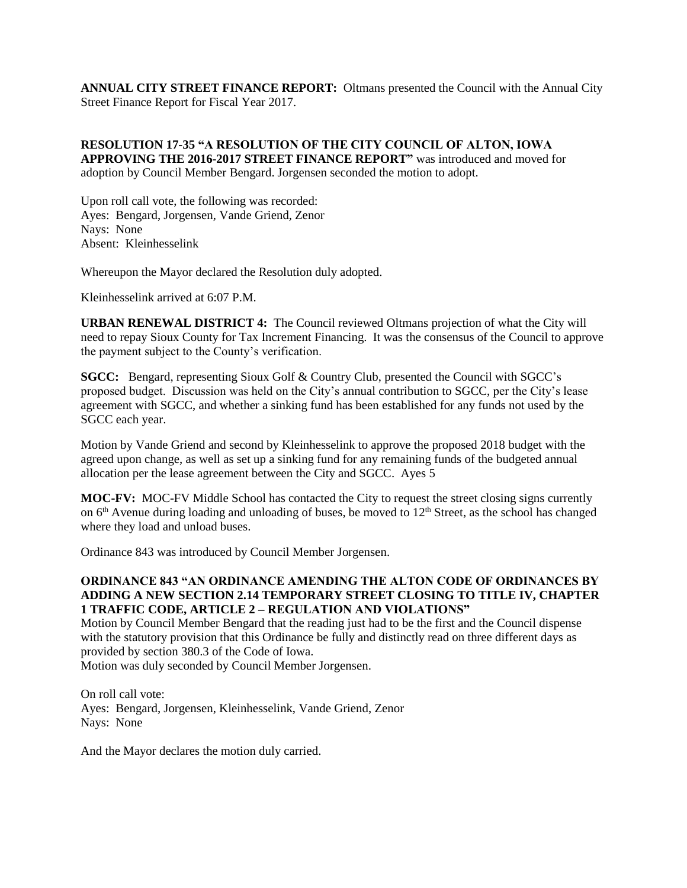**ANNUAL CITY STREET FINANCE REPORT:** Oltmans presented the Council with the Annual City Street Finance Report for Fiscal Year 2017.

**RESOLUTION 17-35 "A RESOLUTION OF THE CITY COUNCIL OF ALTON, IOWA APPROVING THE 2016-2017 STREET FINANCE REPORT"** was introduced and moved for adoption by Council Member Bengard. Jorgensen seconded the motion to adopt.

Upon roll call vote, the following was recorded:
Ayes: Bengard, Jorgensen, Vande Griend, Zenor
Nays: None
Absent: Kleinhesselink

Whereupon the Mayor declared the Resolution duly adopted.

Kleinhesselink arrived at 6:07 P.M.

**URBAN RENEWAL DISTRICT 4:** The Council reviewed Oltmans projection of what the City will need to repay Sioux County for Tax Increment Financing. It was the consensus of the Council to approve the payment subject to the County's verification.

**SGCC:** Bengard, representing Sioux Golf & Country Club, presented the Council with SGCC's proposed budget. Discussion was held on the City's annual contribution to SGCC, per the City's lease agreement with SGCC, and whether a sinking fund has been established for any funds not used by the SGCC each year.

Motion by Vande Griend and second by Kleinhesselink to approve the proposed 2018 budget with the agreed upon change, as well as set up a sinking fund for any remaining funds of the budgeted annual allocation per the lease agreement between the City and SGCC. Ayes 5

**MOC-FV:** MOC-FV Middle School has contacted the City to request the street closing signs currently on 6th Avenue during loading and unloading of buses, be moved to 12th Street, as the school has changed where they load and unload buses.

Ordinance 843 was introduced by Council Member Jorgensen.

**ORDINANCE 843 "AN ORDINANCE AMENDING THE ALTON CODE OF ORDINANCES BY ADDING A NEW SECTION 2.14 TEMPORARY STREET CLOSING TO TITLE IV, CHAPTER 1 TRAFFIC CODE, ARTICLE 2 – REGULATION AND VIOLATIONS"**
Motion by Council Member Bengard that the reading just had to be the first and the Council dispense with the statutory provision that this Ordinance be fully and distinctly read on three different days as provided by section 380.3 of the Code of Iowa.
Motion was duly seconded by Council Member Jorgensen.

On roll call vote:
Ayes: Bengard, Jorgensen, Kleinhesselink, Vande Griend, Zenor
Nays: None

And the Mayor declares the motion duly carried.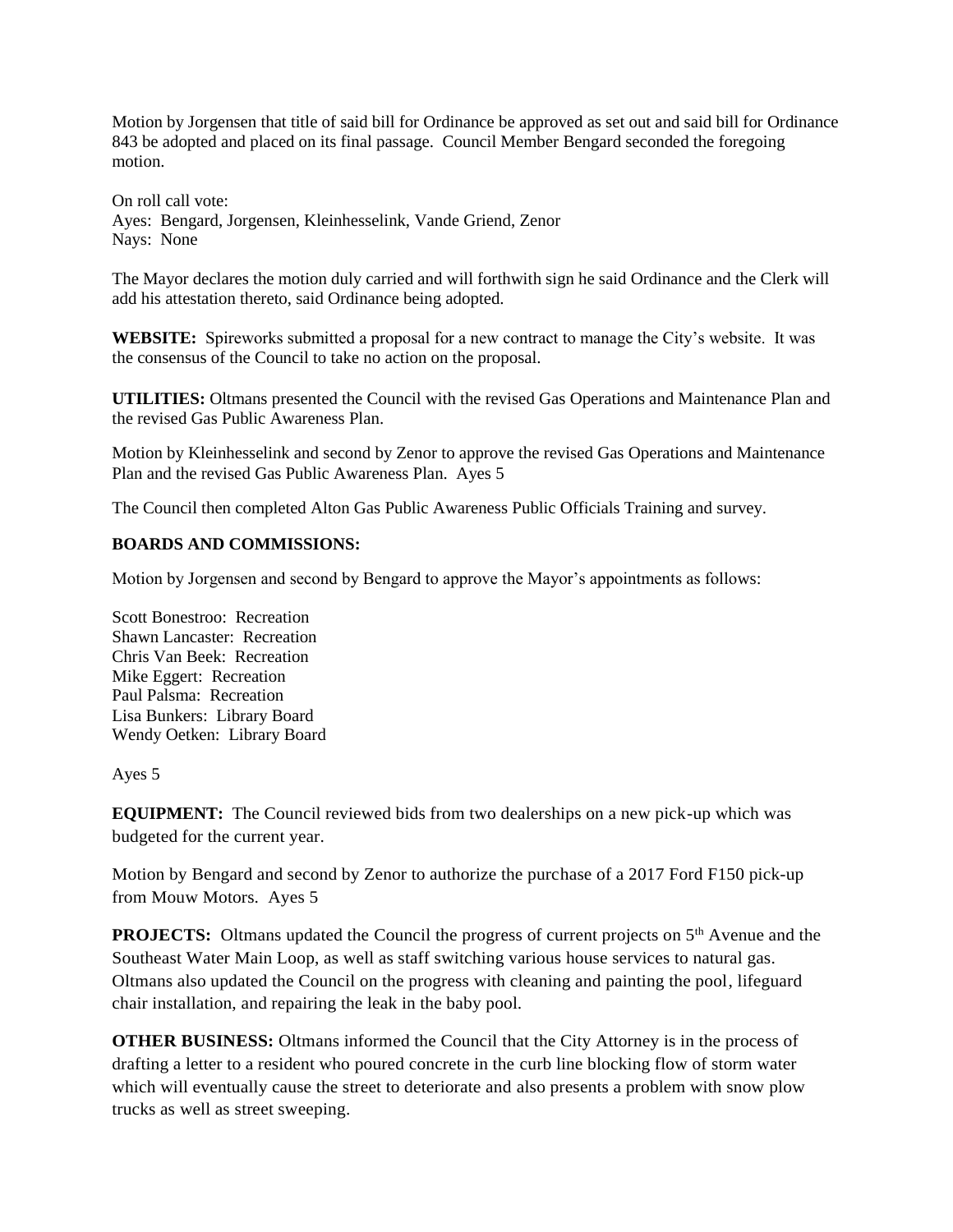Motion by Jorgensen that title of said bill for Ordinance be approved as set out and said bill for Ordinance 843 be adopted and placed on its final passage. Council Member Bengard seconded the foregoing motion.

On roll call vote:
Ayes: Bengard, Jorgensen, Kleinhesselink, Vande Griend, Zenor
Nays: None

The Mayor declares the motion duly carried and will forthwith sign he said Ordinance and the Clerk will add his attestation thereto, said Ordinance being adopted.

**WEBSITE:** Spireworks submitted a proposal for a new contract to manage the City's website. It was the consensus of the Council to take no action on the proposal.

**UTILITIES:** Oltmans presented the Council with the revised Gas Operations and Maintenance Plan and the revised Gas Public Awareness Plan.

Motion by Kleinhesselink and second by Zenor to approve the revised Gas Operations and Maintenance Plan and the revised Gas Public Awareness Plan. Ayes 5

The Council then completed Alton Gas Public Awareness Public Officials Training and survey.

**BOARDS AND COMMISSIONS:**

Motion by Jorgensen and second by Bengard to approve the Mayor's appointments as follows:

Scott Bonestroo: Recreation
Shawn Lancaster: Recreation
Chris Van Beek: Recreation
Mike Eggert: Recreation
Paul Palsma: Recreation
Lisa Bunkers: Library Board
Wendy Oetken: Library Board

Ayes 5

**EQUIPMENT:** The Council reviewed bids from two dealerships on a new pick-up which was budgeted for the current year.

Motion by Bengard and second by Zenor to authorize the purchase of a 2017 Ford F150 pick-up from Mouw Motors. Ayes 5

**PROJECTS:** Oltmans updated the Council the progress of current projects on 5th Avenue and the Southeast Water Main Loop, as well as staff switching various house services to natural gas. Oltmans also updated the Council on the progress with cleaning and painting the pool, lifeguard chair installation, and repairing the leak in the baby pool.

**OTHER BUSINESS:** Oltmans informed the Council that the City Attorney is in the process of drafting a letter to a resident who poured concrete in the curb line blocking flow of storm water which will eventually cause the street to deteriorate and also presents a problem with snow plow trucks as well as street sweeping.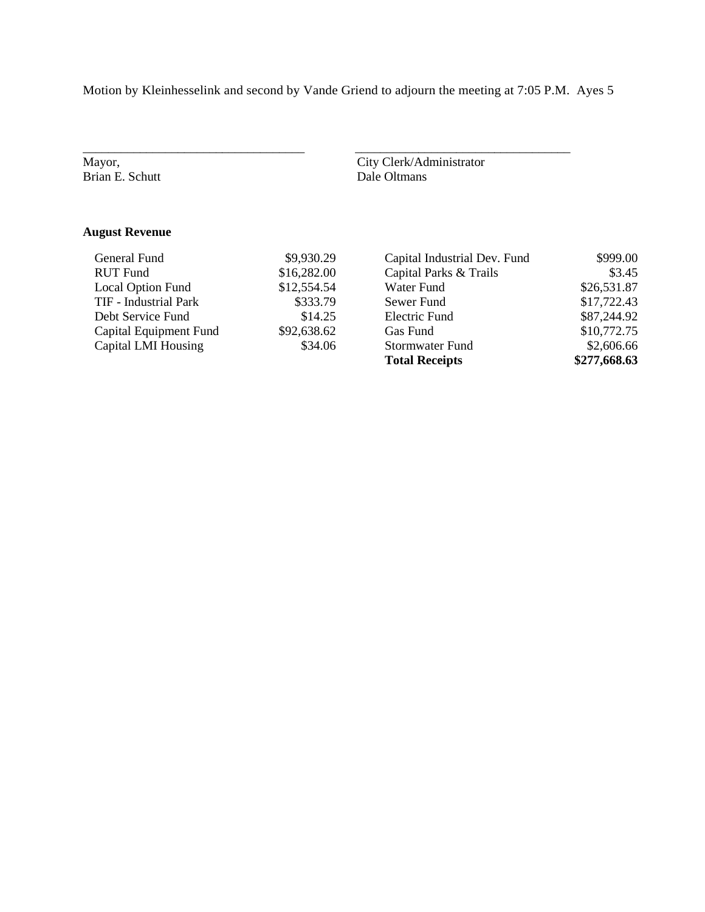Motion by Kleinhesselink and second by Vande Griend to adjourn the meeting at 7:05 P.M. Ayes 5

| | |
|---|---|
| ___________________________________ | ___________________________________ |
| Mayor, | City Clerk/Administrator |
| Brian E. Schutt | Dale Oltmans |

**August Revenue**

| | | | |
|---|---|---|---|
| General Fund | $9,930.29 | Capital Industrial Dev. Fund | $999.00 |
| RUT Fund | $16,282.00 | Capital Parks & Trails | $3.45 |
| Local Option Fund | $12,554.54 | Water Fund | $26,531.87 |
| TIF - Industrial Park | $333.79 | Sewer Fund | $17,722.43 |
| Debt Service Fund | $14.25 | Electric Fund | $87,244.92 |
| Capital Equipment Fund | $92,638.62 | Gas Fund | $10,772.75 |
| Capital LMI Housing | $34.06 | Stormwater Fund | $2,606.66 |
| | | **Total Receipts** | **$277,668.63** |